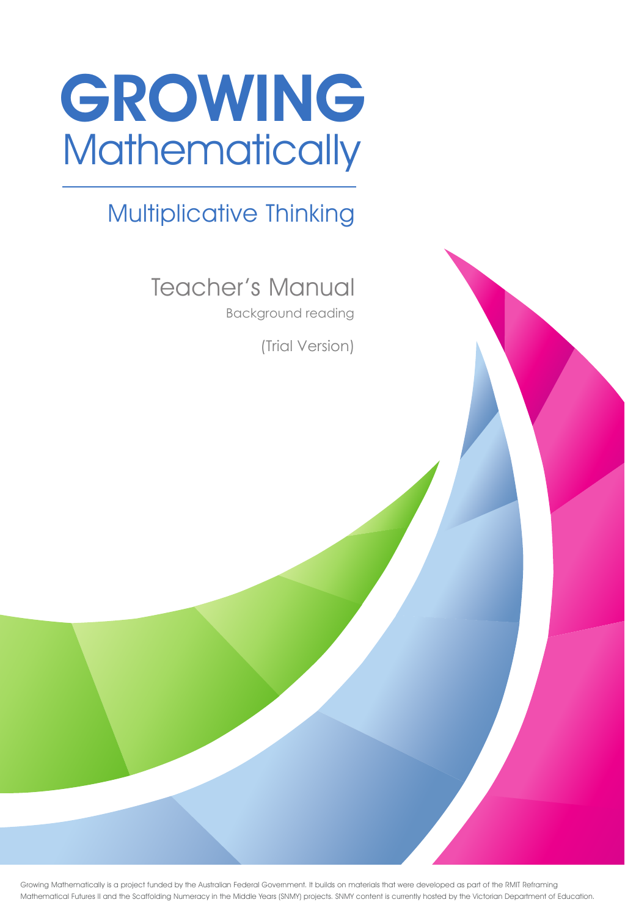# GROWING Mathematically

## Multiplicative Thinking

### Teacher's Manual

Background reading

(Trial Version)

Growing Mathematically is a project funded by the Australian Federal Government. It builds on materials that were developed as part of the RMIT Reframing Mathematical Futures II and the Scaffolding Numeracy in the Middle Years (SNMY) projects. SNMY content is currently hosted by the Victorian Department of Education.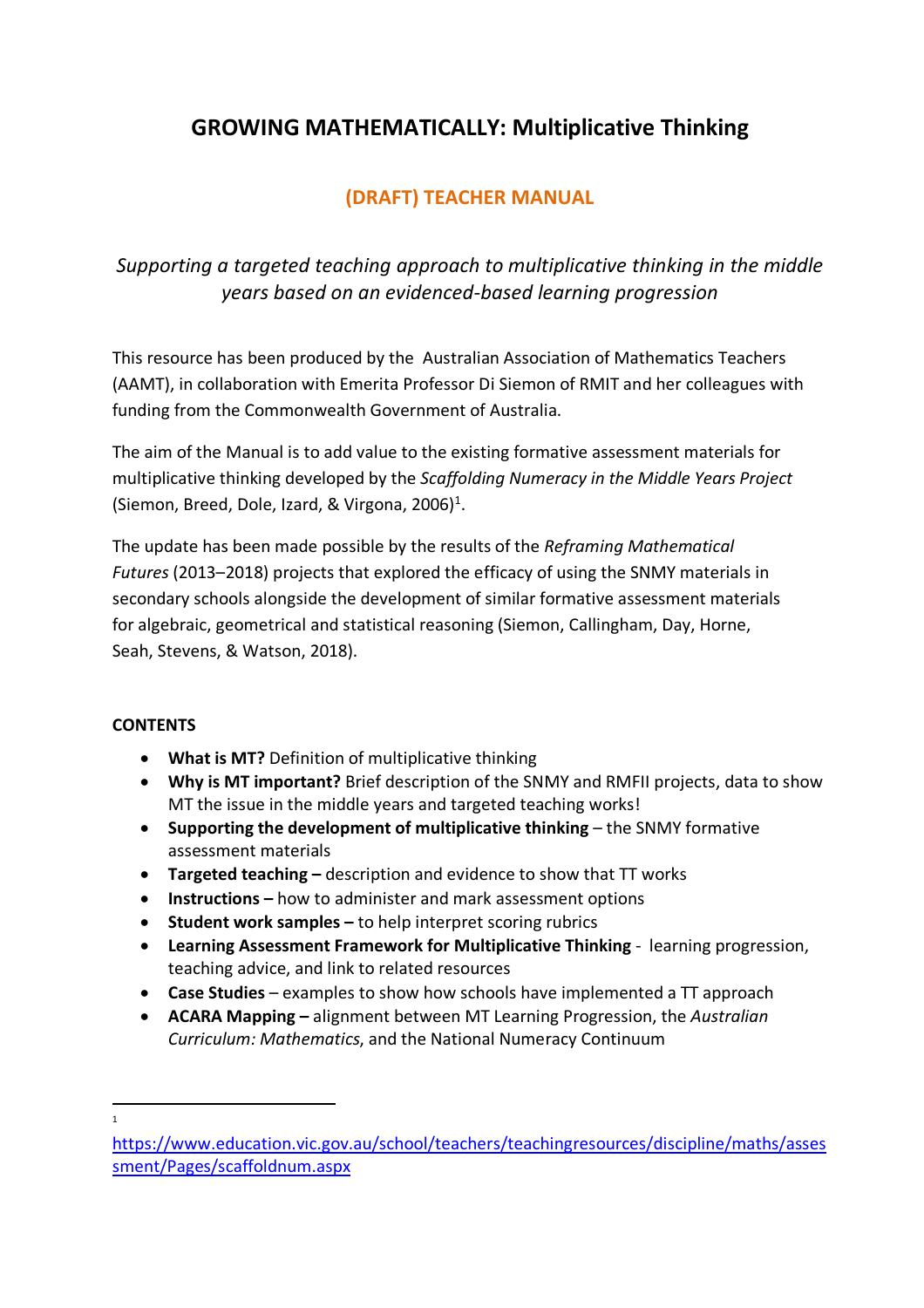# GROWING MATHEMATICALLY: Multiplicative Thinking

## (DRAFT) TEACHER MANUAL

*Supporting a targeted teaching approach to multiplicative thinking in the middle years based on an evidenced-based learning progression*

This resource has been produced by the Australian Association of Mathematics Teachers (AAMT), in collaboration with Emerita Professor Di Siemon of RMIT and her colleagues with funding from the Commonwealth Government of Australia.

The aim of the Manual is to add value to the existing formative assessment materials for multiplicative thinking developed by the *Scaffolding Numeracy in the Middle Years Project* (Siemon, Breed, Dole, Izard, & Virgona, 2006)[1].

The update has been made possible by the results of the *Reframing Mathematical Futures* (2013–2018) projects that explored the efficacy of using the SNMY materials in secondary schools alongside the development of similar formative assessment materials for algebraic, geometrical and statistical reasoning (Siemon, Callingham, Day, Horne, Seah, Stevens, & Watson, 2018).

**CONTENTS**

- **What is MT?** Definition of multiplicative thinking
- **Why is MT important?** Brief description of the SNMY and RMFII projects, data to show MT the issue in the middle years and targeted teaching works!
- **Supporting the development of multiplicative thinking** – the SNMY formative assessment materials
- **Targeted teaching –** description and evidence to show that TT works
- **Instructions –** how to administer and mark assessment options
- **Student work samples –** to help interpret scoring rubrics
- **Learning Assessment Framework for Multiplicative Thinking** - learning progression, teaching advice, and link to related resources
- **Case Studies** – examples to show how schools have implemented a TT approach
- **ACARA Mapping –** alignment between MT Learning Progression, the *Australian Curriculum: Mathematics*, and the National Numeracy Continuum

---

[1] https://www.education.vic.gov.au/school/teachers/teachingresources/discipline/maths/assessment/Pages/scaffoldnum.aspx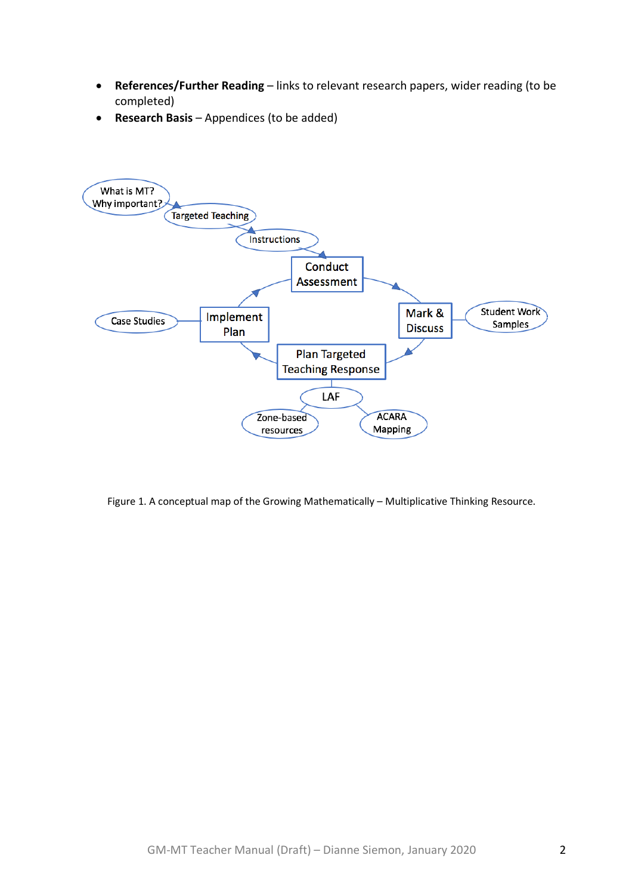- **References/Further Reading** – links to relevant research papers, wider reading (to be completed)
- **Research Basis** – Appendices (to be added)

Figure 1. A conceptual map of the Growing Mathematically – Multiplicative Thinking Resource.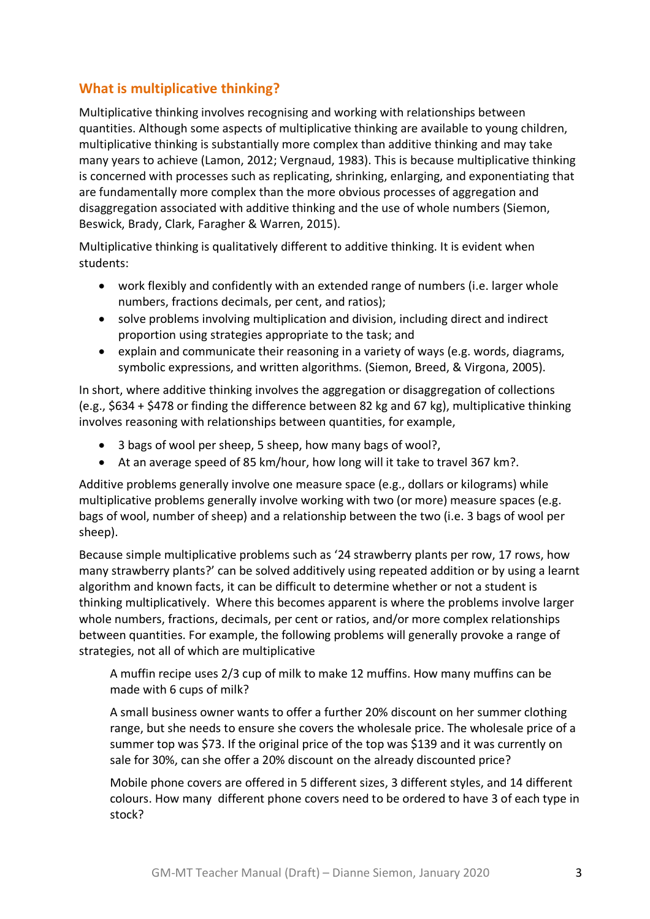## What is multiplicative thinking?

Multiplicative thinking involves recognising and working with relationships between quantities. Although some aspects of multiplicative thinking are available to young children, multiplicative thinking is substantially more complex than additive thinking and may take many years to achieve (Lamon, 2012; Vergnaud, 1983). This is because multiplicative thinking is concerned with processes such as replicating, shrinking, enlarging, and exponentiating that are fundamentally more complex than the more obvious processes of aggregation and disaggregation associated with additive thinking and the use of whole numbers (Siemon, Beswick, Brady, Clark, Faragher & Warren, 2015).

Multiplicative thinking is qualitatively different to additive thinking. It is evident when students:

- work flexibly and confidently with an extended range of numbers (i.e. larger whole numbers, fractions decimals, per cent, and ratios);
- solve problems involving multiplication and division, including direct and indirect proportion using strategies appropriate to the task; and
- explain and communicate their reasoning in a variety of ways (e.g. words, diagrams, symbolic expressions, and written algorithms. (Siemon, Breed, & Virgona, 2005).

In short, where additive thinking involves the aggregation or disaggregation of collections (e.g., $634 + $478 or finding the difference between 82 kg and 67 kg), multiplicative thinking involves reasoning with relationships between quantities, for example,

- 3 bags of wool per sheep, 5 sheep, how many bags of wool?,
- At an average speed of 85 km/hour, how long will it take to travel 367 km?.

Additive problems generally involve one measure space (e.g., dollars or kilograms) while multiplicative problems generally involve working with two (or more) measure spaces (e.g. bags of wool, number of sheep) and a relationship between the two (i.e. 3 bags of wool per sheep).

Because simple multiplicative problems such as '24 strawberry plants per row, 17 rows, how many strawberry plants?' can be solved additively using repeated addition or by using a learnt algorithm and known facts, it can be difficult to determine whether or not a student is thinking multiplicatively. Where this becomes apparent is where the problems involve larger whole numbers, fractions, decimals, per cent or ratios, and/or more complex relationships between quantities. For example, the following problems will generally provoke a range of strategies, not all of which are multiplicative

> A muffin recipe uses 2/3 cup of milk to make 12 muffins. How many muffins can be made with 6 cups of milk?
>
> A small business owner wants to offer a further 20% discount on her summer clothing range, but she needs to ensure she covers the wholesale price. The wholesale price of a summer top was $73. If the original price of the top was $139 and it was currently on sale for 30%, can she offer a 20% discount on the already discounted price?
>
> Mobile phone covers are offered in 5 different sizes, 3 different styles, and 14 different colours. How many different phone covers need to be ordered to have 3 of each type in stock?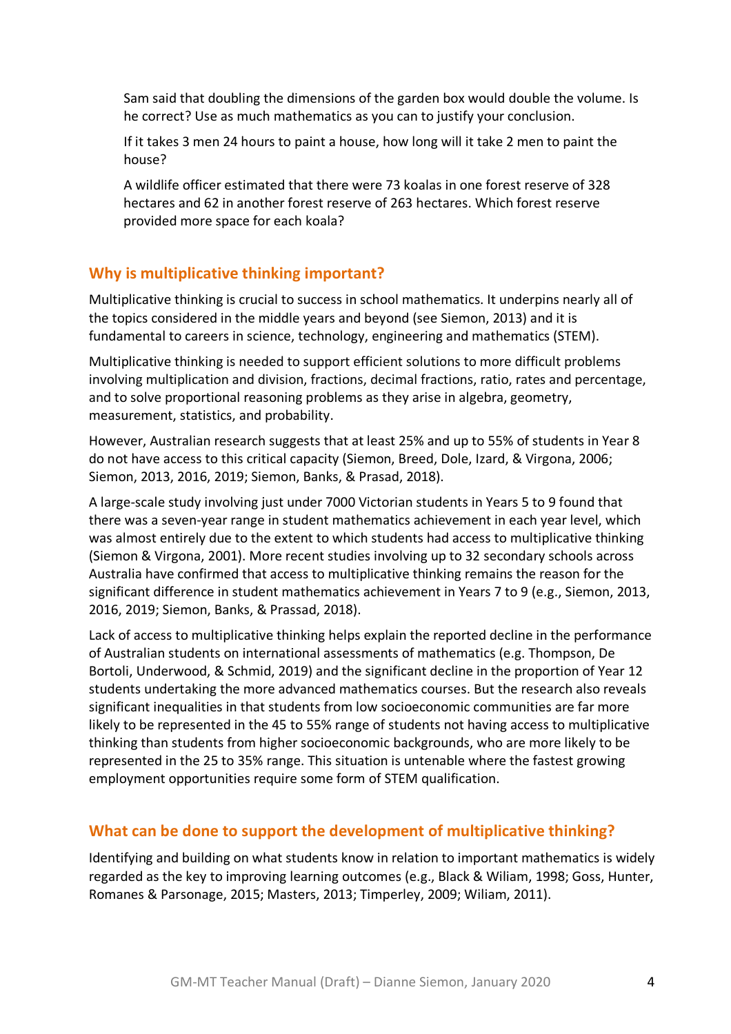Sam said that doubling the dimensions of the garden box would double the volume. Is he correct? Use as much mathematics as you can to justify your conclusion.

If it takes 3 men 24 hours to paint a house, how long will it take 2 men to paint the house?

A wildlife officer estimated that there were 73 koalas in one forest reserve of 328 hectares and 62 in another forest reserve of 263 hectares. Which forest reserve provided more space for each koala?

## Why is multiplicative thinking important?

Multiplicative thinking is crucial to success in school mathematics. It underpins nearly all of the topics considered in the middle years and beyond (see Siemon, 2013) and it is fundamental to careers in science, technology, engineering and mathematics (STEM).

Multiplicative thinking is needed to support efficient solutions to more difficult problems involving multiplication and division, fractions, decimal fractions, ratio, rates and percentage, and to solve proportional reasoning problems as they arise in algebra, geometry, measurement, statistics, and probability.

However, Australian research suggests that at least 25% and up to 55% of students in Year 8 do not have access to this critical capacity (Siemon, Breed, Dole, Izard, & Virgona, 2006; Siemon, 2013, 2016, 2019; Siemon, Banks, & Prasad, 2018).

A large-scale study involving just under 7000 Victorian students in Years 5 to 9 found that there was a seven-year range in student mathematics achievement in each year level, which was almost entirely due to the extent to which students had access to multiplicative thinking (Siemon & Virgona, 2001). More recent studies involving up to 32 secondary schools across Australia have confirmed that access to multiplicative thinking remains the reason for the significant difference in student mathematics achievement in Years 7 to 9 (e.g., Siemon, 2013, 2016, 2019; Siemon, Banks, & Prassad, 2018).

Lack of access to multiplicative thinking helps explain the reported decline in the performance of Australian students on international assessments of mathematics (e.g. Thompson, De Bortoli, Underwood, & Schmid, 2019) and the significant decline in the proportion of Year 12 students undertaking the more advanced mathematics courses. But the research also reveals significant inequalities in that students from low socioeconomic communities are far more likely to be represented in the 45 to 55% range of students not having access to multiplicative thinking than students from higher socioeconomic backgrounds, who are more likely to be represented in the 25 to 35% range. This situation is untenable where the fastest growing employment opportunities require some form of STEM qualification.

## What can be done to support the development of multiplicative thinking?

Identifying and building on what students know in relation to important mathematics is widely regarded as the key to improving learning outcomes (e.g., Black & Wiliam, 1998; Goss, Hunter, Romanes & Parsonage, 2015; Masters, 2013; Timperley, 2009; Wiliam, 2011).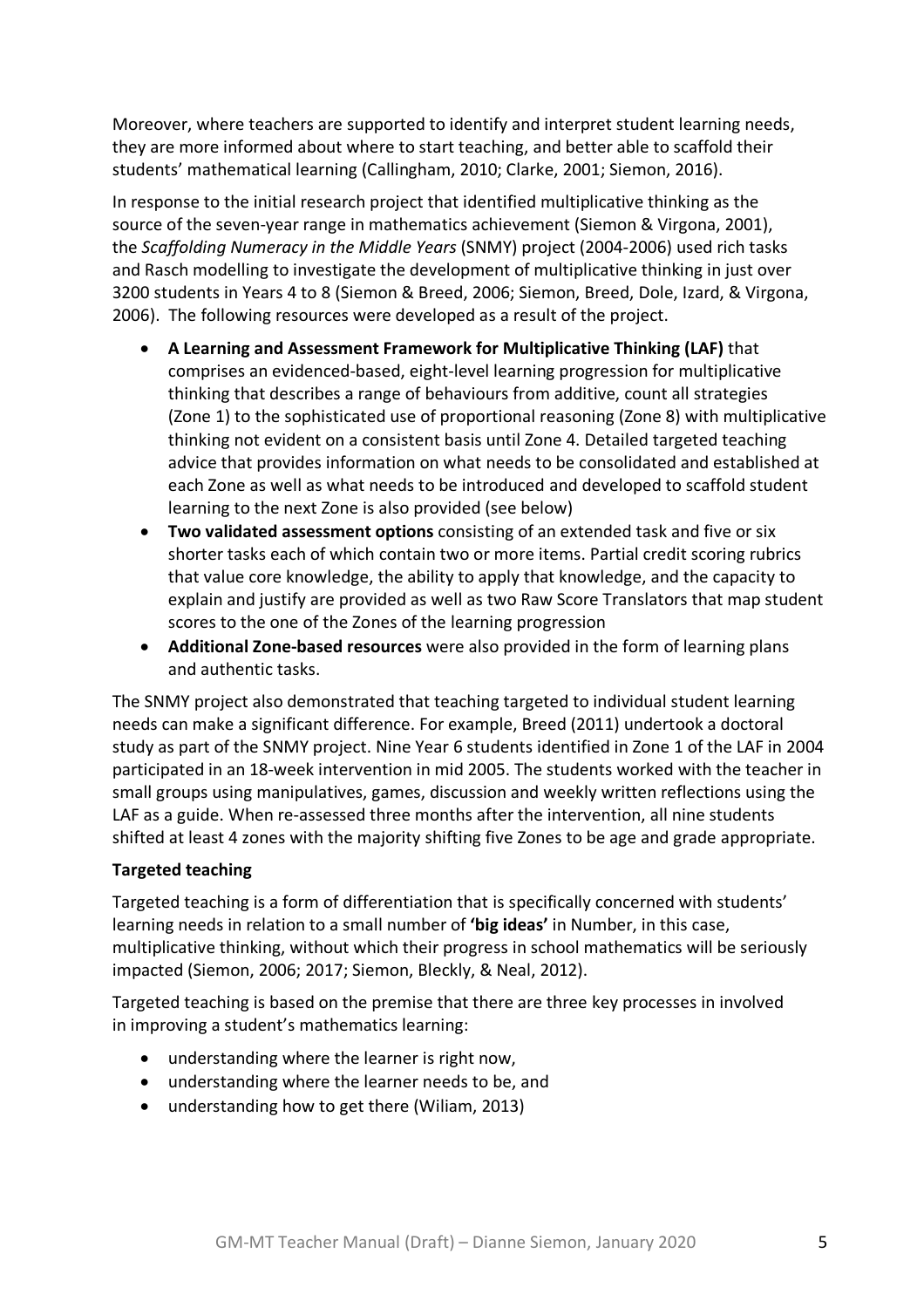Moreover, where teachers are supported to identify and interpret student learning needs, they are more informed about where to start teaching, and better able to scaffold their students' mathematical learning (Callingham, 2010; Clarke, 2001; Siemon, 2016).

In response to the initial research project that identified multiplicative thinking as the source of the seven-year range in mathematics achievement (Siemon & Virgona, 2001), the *Scaffolding Numeracy in the Middle Years* (SNMY) project (2004-2006) used rich tasks and Rasch modelling to investigate the development of multiplicative thinking in just over 3200 students in Years 4 to 8 (Siemon & Breed, 2006; Siemon, Breed, Dole, Izard, & Virgona, 2006). The following resources were developed as a result of the project.

- **A Learning and Assessment Framework for Multiplicative Thinking (LAF)** that comprises an evidenced-based, eight-level learning progression for multiplicative thinking that describes a range of behaviours from additive, count all strategies (Zone 1) to the sophisticated use of proportional reasoning (Zone 8) with multiplicative thinking not evident on a consistent basis until Zone 4. Detailed targeted teaching advice that provides information on what needs to be consolidated and established at each Zone as well as what needs to be introduced and developed to scaffold student learning to the next Zone is also provided (see below)
- **Two validated assessment options** consisting of an extended task and five or six shorter tasks each of which contain two or more items. Partial credit scoring rubrics that value core knowledge, the ability to apply that knowledge, and the capacity to explain and justify are provided as well as two Raw Score Translators that map student scores to the one of the Zones of the learning progression
- **Additional Zone-based resources** were also provided in the form of learning plans and authentic tasks.

The SNMY project also demonstrated that teaching targeted to individual student learning needs can make a significant difference. For example, Breed (2011) undertook a doctoral study as part of the SNMY project. Nine Year 6 students identified in Zone 1 of the LAF in 2004 participated in an 18-week intervention in mid 2005. The students worked with the teacher in small groups using manipulatives, games, discussion and weekly written reflections using the LAF as a guide. When re-assessed three months after the intervention, all nine students shifted at least 4 zones with the majority shifting five Zones to be age and grade appropriate.

**Targeted teaching**

Targeted teaching is a form of differentiation that is specifically concerned with students' learning needs in relation to a small number of **'big ideas'** in Number, in this case, multiplicative thinking, without which their progress in school mathematics will be seriously impacted (Siemon, 2006; 2017; Siemon, Bleckly, & Neal, 2012).

Targeted teaching is based on the premise that there are three key processes in involved in improving a student's mathematics learning:

- understanding where the learner is right now,
- understanding where the learner needs to be, and
- understanding how to get there (Wiliam, 2013)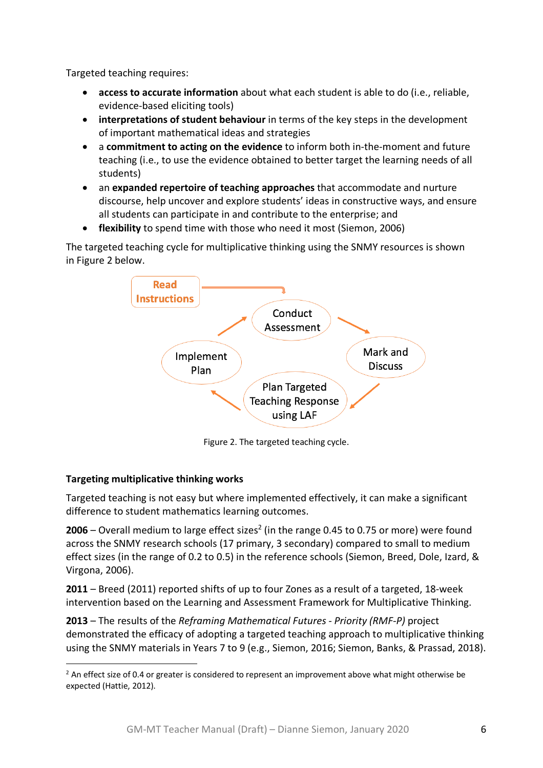Targeted teaching requires:

- **access to accurate information** about what each student is able to do (i.e., reliable, evidence-based eliciting tools)
- **interpretations of student behaviour** in terms of the key steps in the development of important mathematical ideas and strategies
- a **commitment to acting on the evidence** to inform both in-the-moment and future teaching (i.e., to use the evidence obtained to better target the learning needs of all students)
- an **expanded repertoire of teaching approaches** that accommodate and nurture discourse, help uncover and explore students' ideas in constructive ways, and ensure all students can participate in and contribute to the enterprise; and
- **flexibility** to spend time with those who need it most (Siemon, 2006)

The targeted teaching cycle for multiplicative thinking using the SNMY resources is shown in Figure 2 below.

Read Instructions → Conduct Assessment → Mark and Discuss → Plan Targeted Teaching Response using LAF → Implement Plan → Conduct Assessment

Figure 2. The targeted teaching cycle.

### Targeting multiplicative thinking works

Targeted teaching is not easy but where implemented effectively, it can make a significant difference to student mathematics learning outcomes.

**2006** – Overall medium to large effect sizes[2] (in the range 0.45 to 0.75 or more) were found across the SNMY research schools (17 primary, 3 secondary) compared to small to medium effect sizes (in the range of 0.2 to 0.5) in the reference schools (Siemon, Breed, Dole, Izard, & Virgona, 2006).

**2011** – Breed (2011) reported shifts of up to four Zones as a result of a targeted, 18-week intervention based on the Learning and Assessment Framework for Multiplicative Thinking.

**2013** – The results of the *Reframing Mathematical Futures - Priority (RMF-P)* project demonstrated the efficacy of adopting a targeted teaching approach to multiplicative thinking using the SNMY materials in Years 7 to 9 (e.g., Siemon, 2016; Siemon, Banks, & Prassad, 2018).

[2] An effect size of 0.4 or greater is considered to represent an improvement above what might otherwise be expected (Hattie, 2012).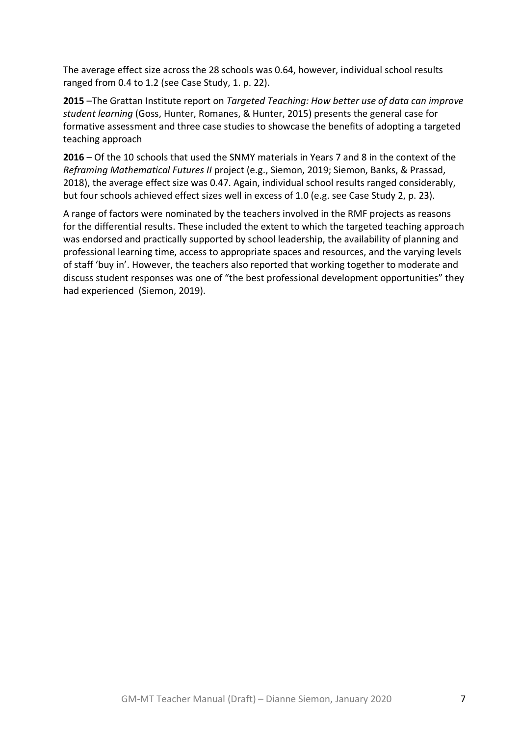The average effect size across the 28 schools was 0.64, however, individual school results ranged from 0.4 to 1.2 (see Case Study, 1. p. 22).

**2015** –The Grattan Institute report on *Targeted Teaching: How better use of data can improve student learning* (Goss, Hunter, Romanes, & Hunter, 2015) presents the general case for formative assessment and three case studies to showcase the benefits of adopting a targeted teaching approach

**2016** – Of the 10 schools that used the SNMY materials in Years 7 and 8 in the context of the *Reframing Mathematical Futures II* project (e.g., Siemon, 2019; Siemon, Banks, & Prassad, 2018), the average effect size was 0.47. Again, individual school results ranged considerably, but four schools achieved effect sizes well in excess of 1.0 (e.g. see Case Study 2, p. 23).

A range of factors were nominated by the teachers involved in the RMF projects as reasons for the differential results. These included the extent to which the targeted teaching approach was endorsed and practically supported by school leadership, the availability of planning and professional learning time, access to appropriate spaces and resources, and the varying levels of staff 'buy in'. However, the teachers also reported that working together to moderate and discuss student responses was one of "the best professional development opportunities" they had experienced (Siemon, 2019).